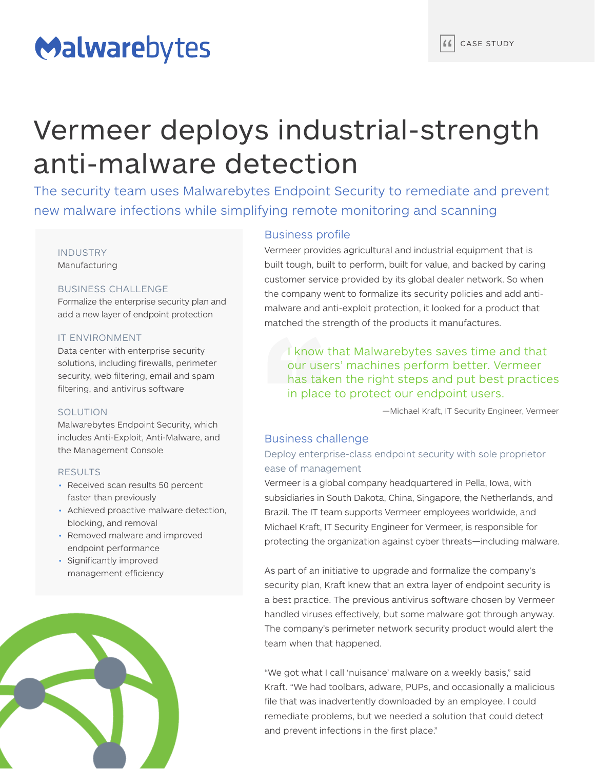Malwarebytes

CASE STUDY

# Vermeer deploys industrial-strength anti-malware detection

The security team uses Malwarebytes Endpoint Security to remediate and prevent new malware infections while simplifying remote monitoring and scanning

**INDUSTRY**
Manufacturing

**BUSINESS CHALLENGE**
Formalize the enterprise security plan and add a new layer of endpoint protection

**IT ENVIRONMENT**
Data center with enterprise security solutions, including firewalls, perimeter security, web filtering, email and spam filtering, and antivirus software

**SOLUTION**
Malwarebytes Endpoint Security, which includes Anti-Exploit, Anti-Malware, and the Management Console

**RESULTS**

- Received scan results 50 percent faster than previously
- Achieved proactive malware detection, blocking, and removal
- Removed malware and improved endpoint performance
- Significantly improved management efficiency

## Business profile

Vermeer provides agricultural and industrial equipment that is built tough, built to perform, built for value, and backed by caring customer service provided by its global dealer network. So when the company went to formalize its security policies and add anti-malware and anti-exploit protection, it looked for a product that matched the strength of the products it manufactures.

> I know that Malwarebytes saves time and that our users' machines perform better. Vermeer has taken the right steps and put best practices in place to protect our endpoint users.
>
> —Michael Kraft, IT Security Engineer, Vermeer

## Business challenge

### Deploy enterprise-class endpoint security with sole proprietor ease of management

Vermeer is a global company headquartered in Pella, Iowa, with subsidiaries in South Dakota, China, Singapore, the Netherlands, and Brazil. The IT team supports Vermeer employees worldwide, and Michael Kraft, IT Security Engineer for Vermeer, is responsible for protecting the organization against cyber threats—including malware.

As part of an initiative to upgrade and formalize the company's security plan, Kraft knew that an extra layer of endpoint security is a best practice. The previous antivirus software chosen by Vermeer handled viruses effectively, but some malware got through anyway. The company's perimeter network security product would alert the team when that happened.

"We got what I call 'nuisance' malware on a weekly basis," said Kraft. "We had toolbars, adware, PUPs, and occasionally a malicious file that was inadvertently downloaded by an employee. I could remediate problems, but we needed a solution that could detect and prevent infections in the first place."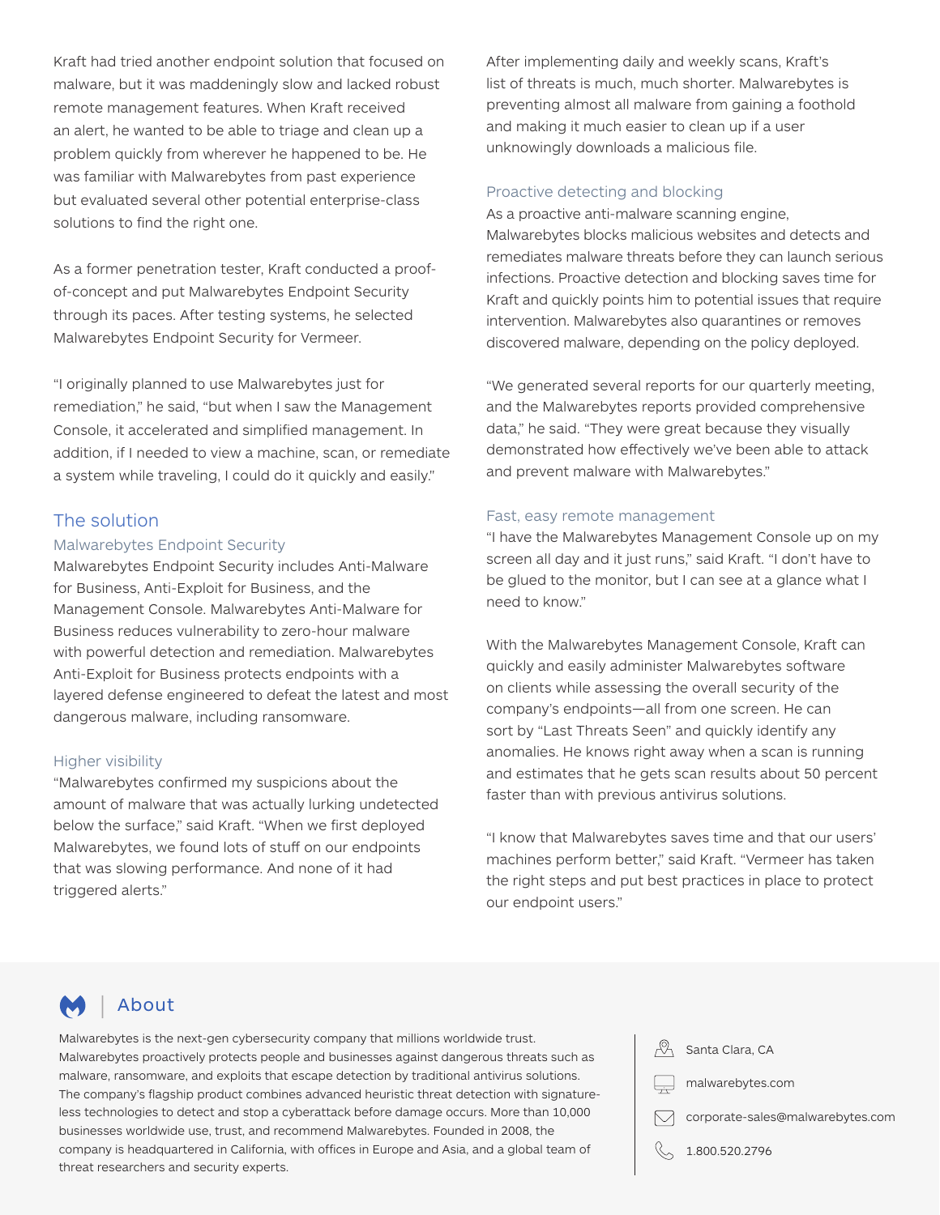Kraft had tried another endpoint solution that focused on malware, but it was maddeningly slow and lacked robust remote management features. When Kraft received an alert, he wanted to be able to triage and clean up a problem quickly from wherever he happened to be. He was familiar with Malwarebytes from past experience but evaluated several other potential enterprise-class solutions to find the right one.

As a former penetration tester, Kraft conducted a proof-of-concept and put Malwarebytes Endpoint Security through its paces. After testing systems, he selected Malwarebytes Endpoint Security for Vermeer.

"I originally planned to use Malwarebytes just for remediation," he said, "but when I saw the Management Console, it accelerated and simplified management. In addition, if I needed to view a machine, scan, or remediate a system while traveling, I could do it quickly and easily."

## The solution

### Malwarebytes Endpoint Security

Malwarebytes Endpoint Security includes Anti-Malware for Business, Anti-Exploit for Business, and the Management Console. Malwarebytes Anti-Malware for Business reduces vulnerability to zero-hour malware with powerful detection and remediation. Malwarebytes Anti-Exploit for Business protects endpoints with a layered defense engineered to defeat the latest and most dangerous malware, including ransomware.

### Higher visibility

"Malwarebytes confirmed my suspicions about the amount of malware that was actually lurking undetected below the surface," said Kraft. "When we first deployed Malwarebytes, we found lots of stuff on our endpoints that was slowing performance. And none of it had triggered alerts."

After implementing daily and weekly scans, Kraft's list of threats is much, much shorter. Malwarebytes is preventing almost all malware from gaining a foothold and making it much easier to clean up if a user unknowingly downloads a malicious file.

### Proactive detecting and blocking

As a proactive anti-malware scanning engine, Malwarebytes blocks malicious websites and detects and remediates malware threats before they can launch serious infections. Proactive detection and blocking saves time for Kraft and quickly points him to potential issues that require intervention. Malwarebytes also quarantines or removes discovered malware, depending on the policy deployed.

"We generated several reports for our quarterly meeting, and the Malwarebytes reports provided comprehensive data," he said. "They were great because they visually demonstrated how effectively we've been able to attack and prevent malware with Malwarebytes."

### Fast, easy remote management

"I have the Malwarebytes Management Console up on my screen all day and it just runs," said Kraft. "I don't have to be glued to the monitor, but I can see at a glance what I need to know."

With the Malwarebytes Management Console, Kraft can quickly and easily administer Malwarebytes software on clients while assessing the overall security of the company's endpoints—all from one screen. He can sort by "Last Threats Seen" and quickly identify any anomalies. He knows right away when a scan is running and estimates that he gets scan results about 50 percent faster than with previous antivirus solutions.

"I know that Malwarebytes saves time and that our users' machines perform better," said Kraft. "Vermeer has taken the right steps and put best practices in place to protect our endpoint users."

## About

Malwarebytes is the next-gen cybersecurity company that millions worldwide trust. Malwarebytes proactively protects people and businesses against dangerous threats such as malware, ransomware, and exploits that escape detection by traditional antivirus solutions. The company's flagship product combines advanced heuristic threat detection with signature-less technologies to detect and stop a cyberattack before damage occurs. More than 10,000 businesses worldwide use, trust, and recommend Malwarebytes. Founded in 2008, the company is headquartered in California, with offices in Europe and Asia, and a global team of threat researchers and security experts.

Santa Clara, CA

malwarebytes.com

corporate-sales@malwarebytes.com

1.800.520.2796